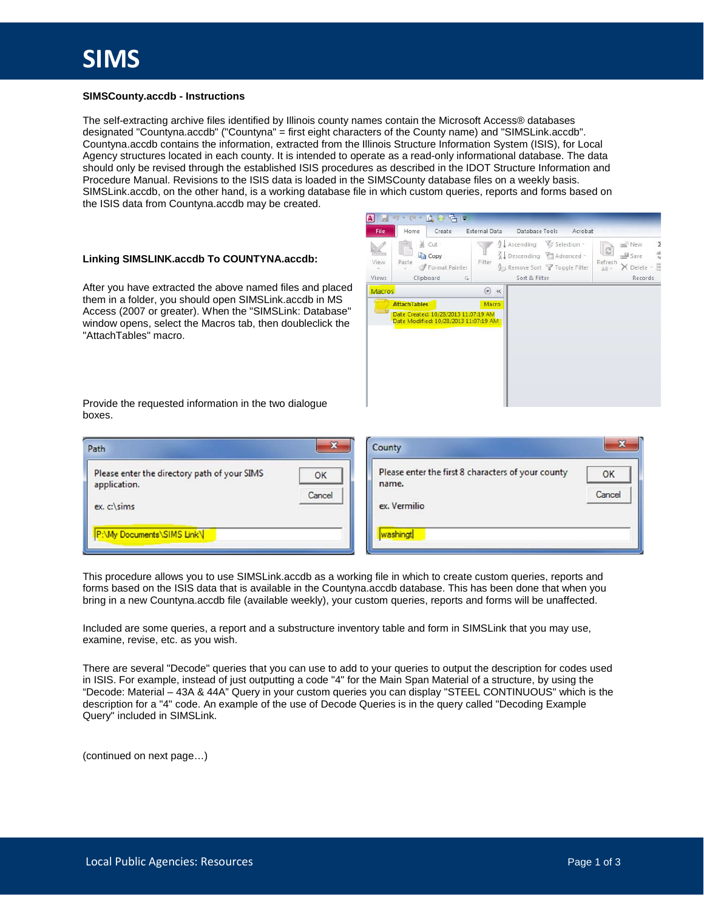# SIMS

**SIMSCounty.accdb - Instructions**

The self-extracting archive files identified by Illinois county names contain the Microsoft Access® databases designated "Countyna.accdb" ("Countyna" = first eight characters of the County name) and "SIMSLink.accdb". Countyna.accdb contains the information, extracted from the Illinois Structure Information System (ISIS), for Local Agency structures located in each county. It is intended to operate as a read-only informational database. The data should only be revised through the established ISIS procedures as described in the IDOT Structure Information and Procedure Manual. Revisions to the ISIS data is loaded in the SIMSCounty database files on a weekly basis. SIMSLink.accdb, on the other hand, is a working database file in which custom queries, reports and forms based on the ISIS data from Countyna.accdb may be created.

**Linking SIMSLINK.accdb To COUNTYNA.accdb:**

After you have extracted the above named files and placed them in a folder, you should open SIMSLink.accdb in MS Access (2007 or greater). When the "SIMSLink: Database" window opens, select the Macros tab, then doubleclick the "AttachTables" macro.

Provide the requested information in the two dialogue boxes.

This procedure allows you to use SIMSLink.accdb as a working file in which to create custom queries, reports and forms based on the ISIS data that is available in the Countyna.accdb database. This has been done that when you bring in a new Countyna.accdb file (available weekly), your custom queries, reports and forms will be unaffected.

Included are some queries, a report and a substructure inventory table and form in SIMSLink that you may use, examine, revise, etc. as you wish.

There are several "Decode" queries that you can use to add to your queries to output the description for codes used in ISIS. For example, instead of just outputting a code "4" for the Main Span Material of a structure, by using the "Decode: Material – 43A & 44A" Query in your custom queries you can display "STEEL CONTINUOUS" which is the description for a "4" code. An example of the use of Decode Queries is in the query called "Decoding Example Query" included in SIMSLink.

(continued on next page…)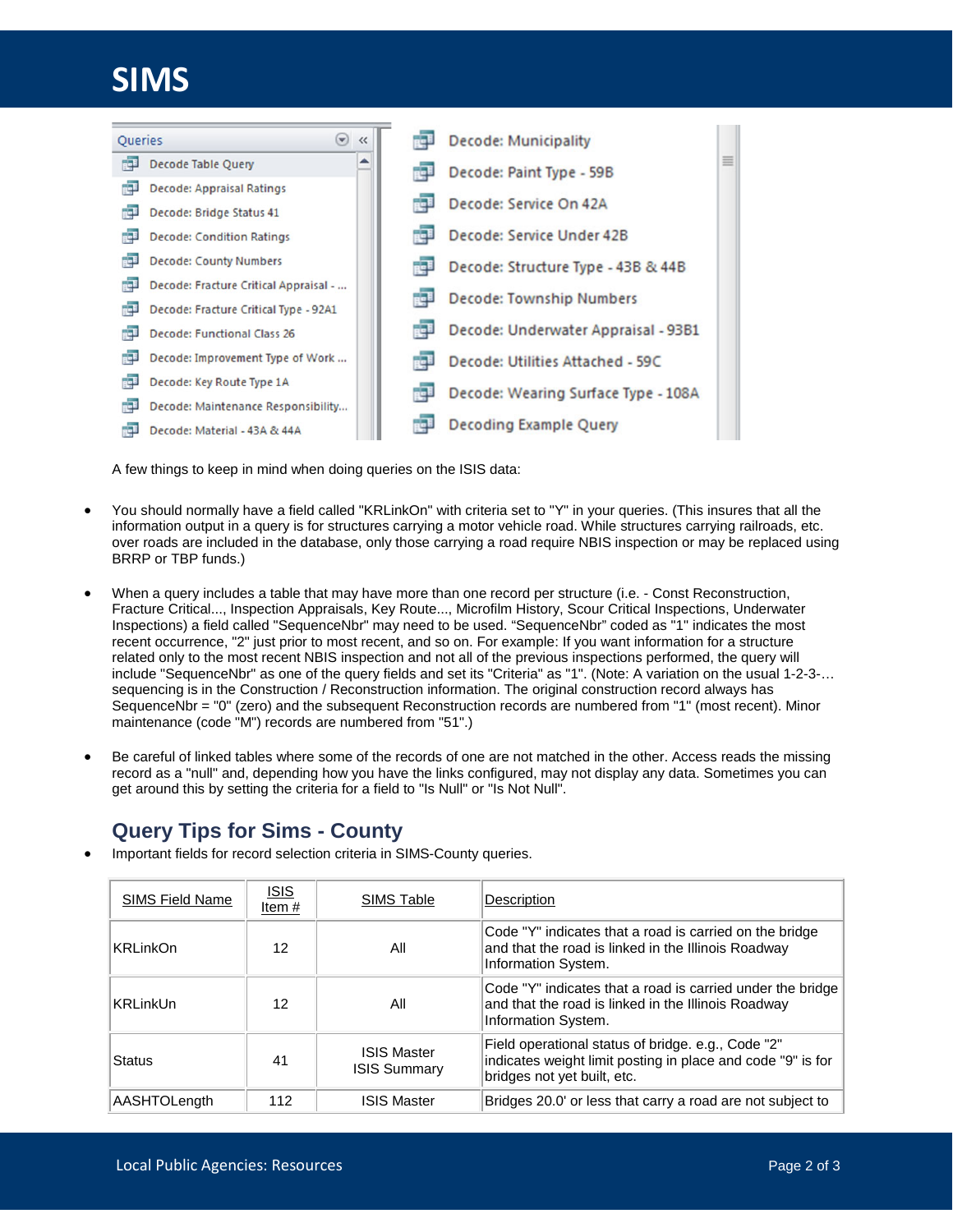# SIMS

Queries

- Decode Table Query
- Decode: Appraisal Ratings
- Decode: Bridge Status 41
- Decode: Condition Ratings
- Decode: County Numbers
- Decode: Fracture Critical Appraisal - ...
- Decode: Fracture Critical Type - 92A1
- Decode: Functional Class 26
- Decode: Improvement Type of Work ...
- Decode: Key Route Type 1A
- Decode: Maintenance Responsibility...
- Decode: Material - 43A & 44A
- Decode: Municipality
- Decode: Paint Type - 59B
- Decode: Service On 42A
- Decode: Service Under 42B
- Decode: Structure Type - 43B & 44B
- Decode: Township Numbers
- Decode: Underwater Appraisal - 93B1
- Decode: Utilities Attached - 59C
- Decode: Wearing Surface Type - 108A
- Decoding Example Query

A few things to keep in mind when doing queries on the ISIS data:

- You should normally have a field called "KRLinkOn" with criteria set to "Y" in your queries. (This insures that all the information output in a query is for structures carrying a motor vehicle road. While structures carrying railroads, etc. over roads are included in the database, only those carrying a road require NBIS inspection or may be replaced using BRRP or TBP funds.)

- When a query includes a table that may have more than one record per structure (i.e. - Const Reconstruction, Fracture Critical..., Inspection Appraisals, Key Route..., Microfilm History, Scour Critical Inspections, Underwater Inspections) a field called "SequenceNbr" may need to be used. "SequenceNbr" coded as "1" indicates the most recent occurrence, "2" just prior to most recent, and so on. For example: If you want information for a structure related only to the most recent NBIS inspection and not all of the previous inspections performed, the query will include "SequenceNbr" as one of the query fields and set its "Criteria" as "1". (Note: A variation on the usual 1-2-3-… sequencing is in the Construction / Reconstruction information. The original construction record always has SequenceNbr = "0" (zero) and the subsequent Reconstruction records are numbered from "1" (most recent). Minor maintenance (code "M") records are numbered from "51".)

- Be careful of linked tables where some of the records of one are not matched in the other. Access reads the missing record as a "null" and, depending how you have the links configured, may not display any data. Sometimes you can get around this by setting the criteria for a field to "Is Null" or "Is Not Null".

## Query Tips for Sims - County

- Important fields for record selection criteria in SIMS-County queries.

| SIMS Field Name | ISIS Item # | SIMS Table | Description |
|---|---|---|---|
| KRLinkOn | 12 | All | Code "Y" indicates that a road is carried on the bridge and that the road is linked in the Illinois Roadway Information System. |
| KRLinkUn | 12 | All | Code "Y" indicates that a road is carried under the bridge and that the road is linked in the Illinois Roadway Information System. |
| Status | 41 | ISIS Master ISIS Summary | Field operational status of bridge. e.g., Code "2" indicates weight limit posting in place and code "9" is for bridges not yet built, etc. |
| AASHTOLength | 112 | ISIS Master | Bridges 20.0' or less that carry a road are not subject to |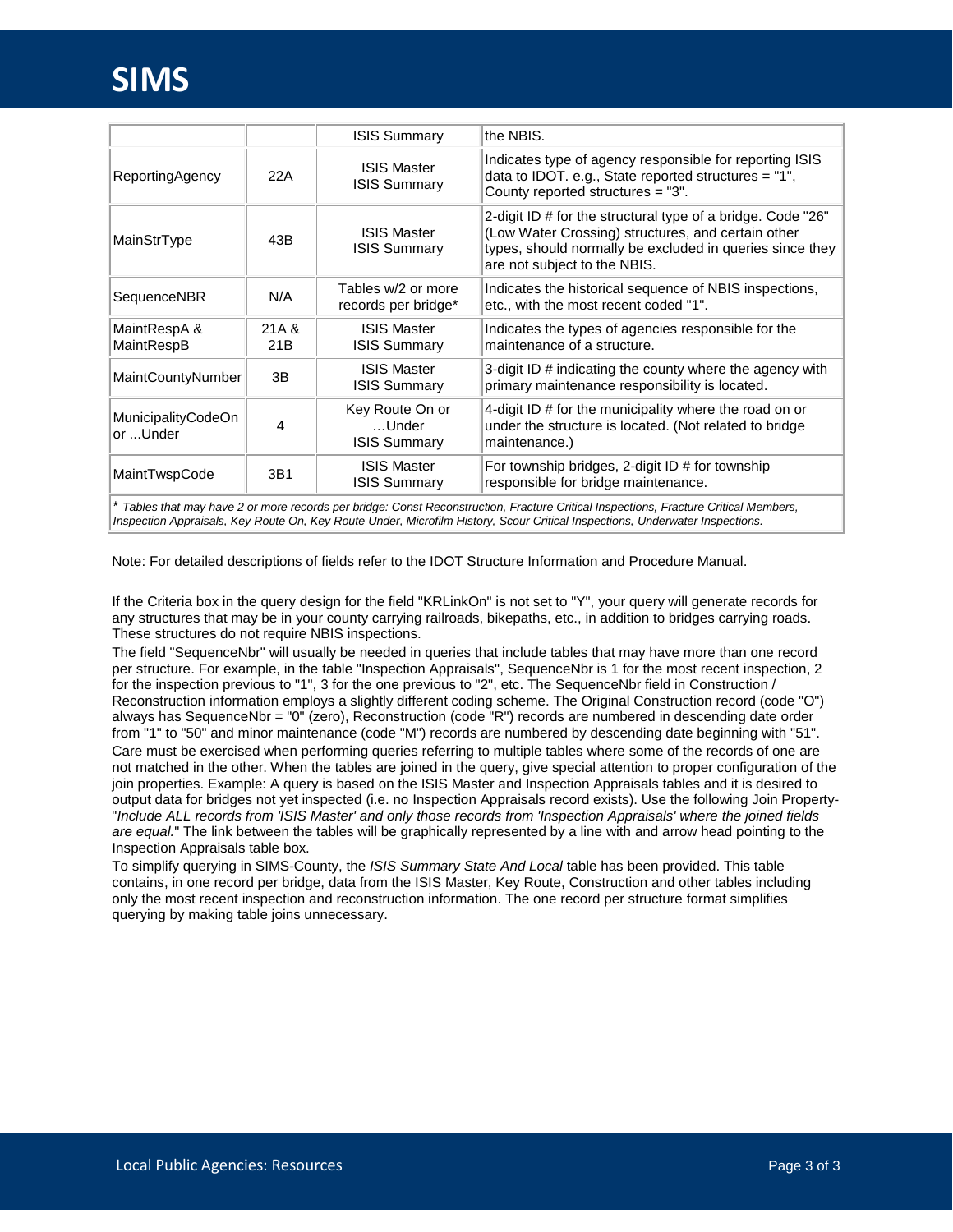| | | | |
|---|---|---|---|
| | | ISIS Summary | the NBIS. |
| ReportingAgency | 22A | ISIS Master<br>ISIS Summary | Indicates type of agency responsible for reporting ISIS data to IDOT. e.g., State reported structures = "1", County reported structures = "3". |
| MainStrType | 43B | ISIS Master<br>ISIS Summary | 2-digit ID # for the structural type of a bridge. Code "26" (Low Water Crossing) structures, and certain other types, should normally be excluded in queries since they are not subject to the NBIS. |
| SequenceNBR | N/A | Tables w/2 or more records per bridge* | Indicates the historical sequence of NBIS inspections, etc., with the most recent coded "1". |
| MaintRespA & MaintRespB | 21A & 21B | ISIS Master<br>ISIS Summary | Indicates the types of agencies responsible for the maintenance of a structure. |
| MaintCountyNumber | 3B | ISIS Master<br>ISIS Summary | 3-digit ID # indicating the county where the agency with primary maintenance responsibility is located. |
| MunicipalityCodeOn or ...Under | 4 | Key Route On or ...Under<br>ISIS Summary | 4-digit ID # for the municipality where the road on or under the structure is located. (Not related to bridge maintenance.) |
| MaintTwspCode | 3B1 | ISIS Master<br>ISIS Summary | For township bridges, 2-digit ID # for township responsible for bridge maintenance. |

\* *Tables that may have 2 or more records per bridge: Const Reconstruction, Fracture Critical Inspections, Fracture Critical Members, Inspection Appraisals, Key Route On, Key Route Under, Microfilm History, Scour Critical Inspections, Underwater Inspections.*

Note: For detailed descriptions of fields refer to the IDOT Structure Information and Procedure Manual.

If the Criteria box in the query design for the field "KRLinkOn" is not set to "Y", your query will generate records for any structures that may be in your county carrying railroads, bikepaths, etc., in addition to bridges carrying roads. These structures do not require NBIS inspections.

The field "SequenceNbr" will usually be needed in queries that include tables that may have more than one record per structure. For example, in the table "Inspection Appraisals", SequenceNbr is 1 for the most recent inspection, 2 for the inspection previous to "1", 3 for the one previous to "2", etc. The SequenceNbr field in Construction / Reconstruction information employs a slightly different coding scheme. The Original Construction record (code "O") always has SequenceNbr = "0" (zero), Reconstruction (code "R") records are numbered in descending date order from "1" to "50" and minor maintenance (code "M") records are numbered by descending date beginning with "51".

Care must be exercised when performing queries referring to multiple tables where some of the records of one are not matched in the other. When the tables are joined in the query, give special attention to proper configuration of the join properties. Example: A query is based on the ISIS Master and Inspection Appraisals tables and it is desired to output data for bridges not yet inspected (i.e. no Inspection Appraisals record exists). Use the following Join Property- "*Include ALL records from 'ISIS Master' and only those records from 'Inspection Appraisals' where the joined fields are equal.*" The link between the tables will be graphically represented by a line with and arrow head pointing to the Inspection Appraisals table box.

To simplify querying in SIMS-County, the *ISIS Summary State And Local* table has been provided. This table contains, in one record per bridge, data from the ISIS Master, Key Route, Construction and other tables including only the most recent inspection and reconstruction information. The one record per structure format simplifies querying by making table joins unnecessary.